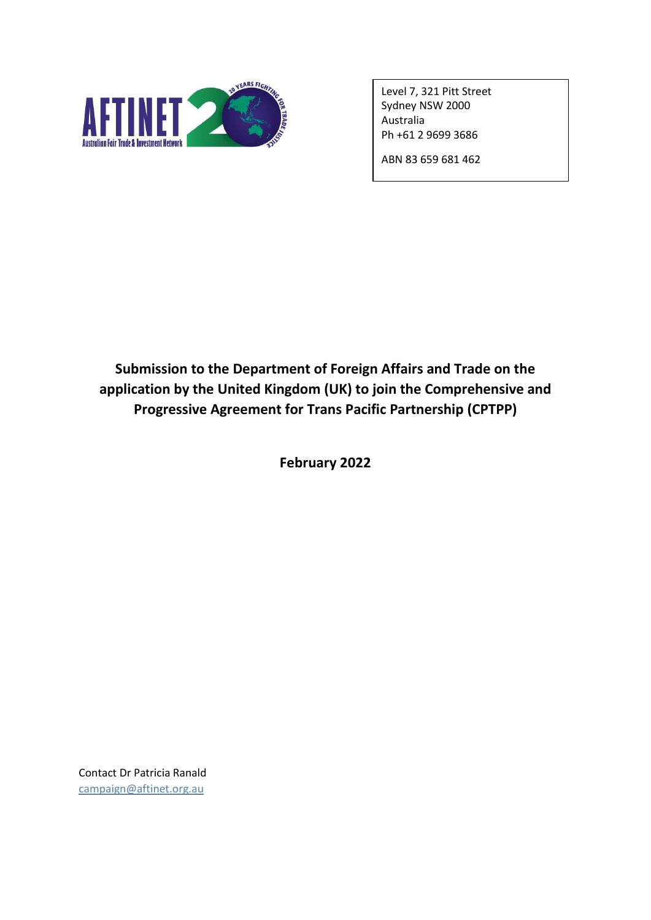Level 7, 321 Pitt Street
Sydney NSW 2000
Australia
Ph +61 2 9699 3686

ABN 83 659 681 462

**Submission to the Department of Foreign Affairs and Trade on the application by the United Kingdom (UK) to join the Comprehensive and Progressive Agreement for Trans Pacific Partnership (CPTPP)**

**February 2022**

Contact Dr Patricia Ranald
campaign@aftinet.org.au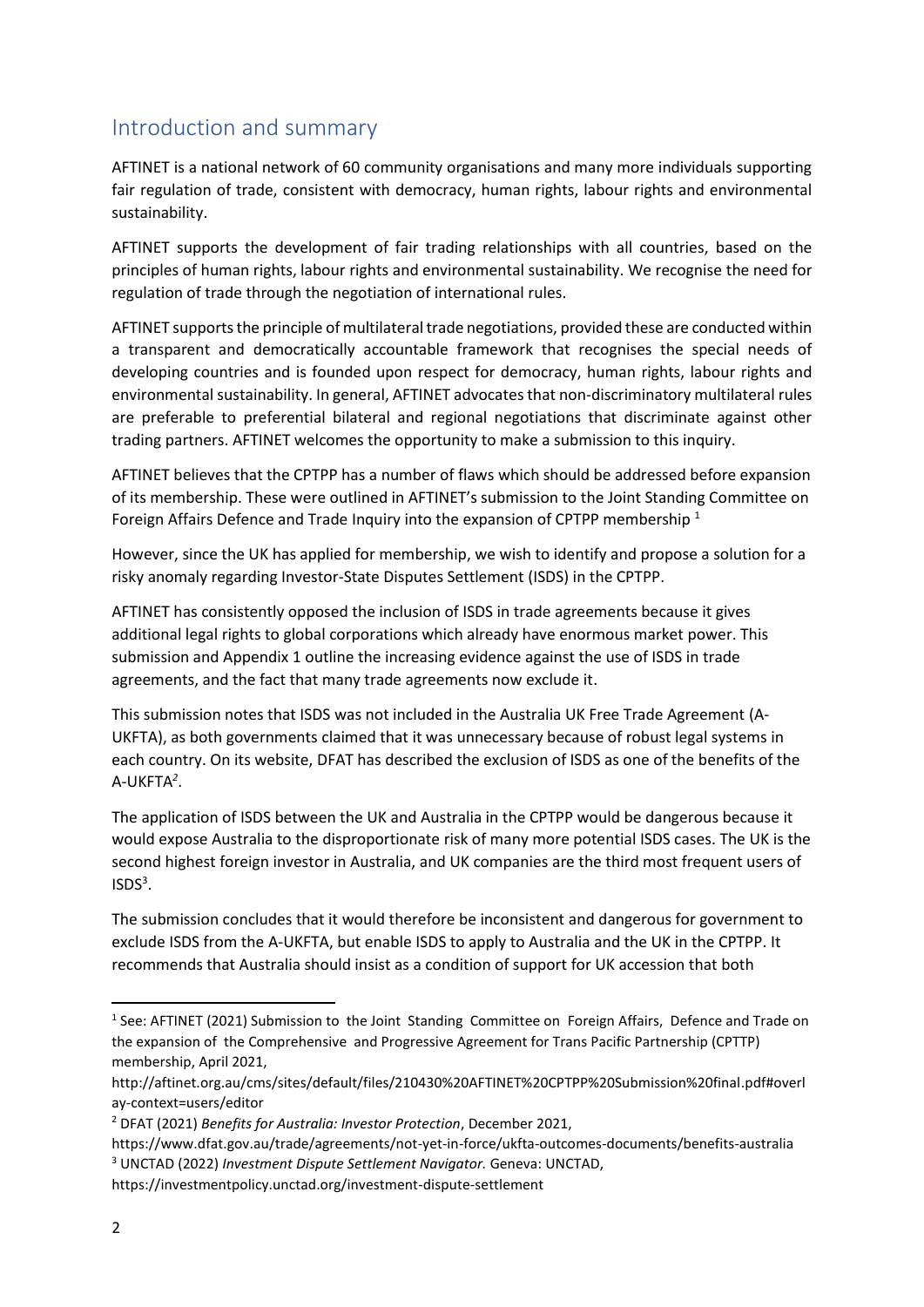## Introduction and summary

AFTINET is a national network of 60 community organisations and many more individuals supporting fair regulation of trade, consistent with democracy, human rights, labour rights and environmental sustainability.

AFTINET supports the development of fair trading relationships with all countries, based on the principles of human rights, labour rights and environmental sustainability. We recognise the need for regulation of trade through the negotiation of international rules.

AFTINET supports the principle of multilateral trade negotiations, provided these are conducted within a transparent and democratically accountable framework that recognises the special needs of developing countries and is founded upon respect for democracy, human rights, labour rights and environmental sustainability. In general, AFTINET advocates that non-discriminatory multilateral rules are preferable to preferential bilateral and regional negotiations that discriminate against other trading partners. AFTINET welcomes the opportunity to make a submission to this inquiry.

AFTINET believes that the CPTPP has a number of flaws which should be addressed before expansion of its membership. These were outlined in AFTINET's submission to the Joint Standing Committee on Foreign Affairs Defence and Trade Inquiry into the expansion of CPTPP membership [1]

However, since the UK has applied for membership, we wish to identify and propose a solution for a risky anomaly regarding Investor-State Disputes Settlement (ISDS) in the CPTPP.

AFTINET has consistently opposed the inclusion of ISDS in trade agreements because it gives additional legal rights to global corporations which already have enormous market power. This submission and Appendix 1 outline the increasing evidence against the use of ISDS in trade agreements, and the fact that many trade agreements now exclude it.

This submission notes that ISDS was not included in the Australia UK Free Trade Agreement (A-UKFTA), as both governments claimed that it was unnecessary because of robust legal systems in each country. On its website, DFAT has described the exclusion of ISDS as one of the benefits of the A-UKFTA[2].

The application of ISDS between the UK and Australia in the CPTPP would be dangerous because it would expose Australia to the disproportionate risk of many more potential ISDS cases. The UK is the second highest foreign investor in Australia, and UK companies are the third most frequent users of ISDS[3].

The submission concludes that it would therefore be inconsistent and dangerous for government to exclude ISDS from the A-UKFTA, but enable ISDS to apply to Australia and the UK in the CPTPP. It recommends that Australia should insist as a condition of support for UK accession that both

---

[1] See: AFTINET (2021) Submission to the Joint Standing Committee on Foreign Affairs, Defence and Trade on the expansion of the Comprehensive and Progressive Agreement for Trans Pacific Partnership (CPTTP) membership, April 2021,
http://aftinet.org.au/cms/sites/default/files/210430%20AFTINET%20CPTPP%20Submission%20final.pdf#overlay-context=users/editor

[2] DFAT (2021) *Benefits for Australia: Investor Protection*, December 2021,
https://www.dfat.gov.au/trade/agreements/not-yet-in-force/ukfta-outcomes-documents/benefits-australia

[3] UNCTAD (2022) *Investment Dispute Settlement Navigator.* Geneva: UNCTAD,
https://investmentpolicy.unctad.org/investment-dispute-settlement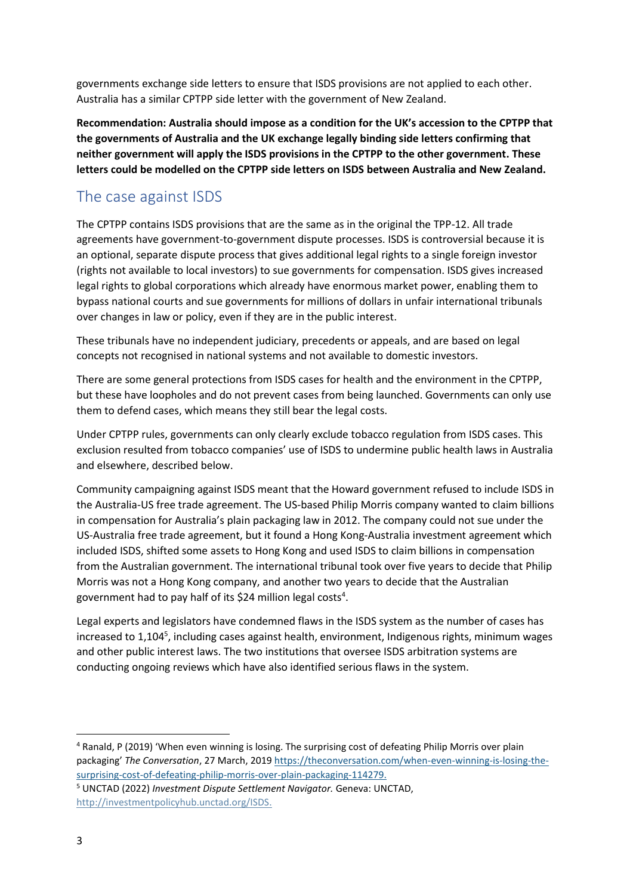governments exchange side letters to ensure that ISDS provisions are not applied to each other. Australia has a similar CPTPP side letter with the government of New Zealand.

**Recommendation: Australia should impose as a condition for the UK's accession to the CPTPP that the governments of Australia and the UK exchange legally binding side letters confirming that neither government will apply the ISDS provisions in the CPTPP to the other government. These letters could be modelled on the CPTPP side letters on ISDS between Australia and New Zealand.**

## The case against ISDS

The CPTPP contains ISDS provisions that are the same as in the original the TPP-12. All trade agreements have government-to-government dispute processes. ISDS is controversial because it is an optional, separate dispute process that gives additional legal rights to a single foreign investor (rights not available to local investors) to sue governments for compensation. ISDS gives increased legal rights to global corporations which already have enormous market power, enabling them to bypass national courts and sue governments for millions of dollars in unfair international tribunals over changes in law or policy, even if they are in the public interest.

These tribunals have no independent judiciary, precedents or appeals, and are based on legal concepts not recognised in national systems and not available to domestic investors.

There are some general protections from ISDS cases for health and the environment in the CPTPP, but these have loopholes and do not prevent cases from being launched. Governments can only use them to defend cases, which means they still bear the legal costs.

Under CPTPP rules, governments can only clearly exclude tobacco regulation from ISDS cases. This exclusion resulted from tobacco companies' use of ISDS to undermine public health laws in Australia and elsewhere, described below.

Community campaigning against ISDS meant that the Howard government refused to include ISDS in the Australia-US free trade agreement. The US-based Philip Morris company wanted to claim billions in compensation for Australia's plain packaging law in 2012. The company could not sue under the US-Australia free trade agreement, but it found a Hong Kong-Australia investment agreement which included ISDS, shifted some assets to Hong Kong and used ISDS to claim billions in compensation from the Australian government. The international tribunal took over five years to decide that Philip Morris was not a Hong Kong company, and another two years to decide that the Australian government had to pay half of its $24 million legal costs[4].

Legal experts and legislators have condemned flaws in the ISDS system as the number of cases has increased to 1,104[5], including cases against health, environment, Indigenous rights, minimum wages and other public interest laws. The two institutions that oversee ISDS arbitration systems are conducting ongoing reviews which have also identified serious flaws in the system.

---

[4] Ranald, P (2019) 'When even winning is losing. The surprising cost of defeating Philip Morris over plain packaging' *The Conversation*, 27 March, 2019 https://theconversation.com/when-even-winning-is-losing-the-surprising-cost-of-defeating-philip-morris-over-plain-packaging-114279.

[5] UNCTAD (2022) *Investment Dispute Settlement Navigator.* Geneva: UNCTAD, http://investmentpolicyhub.unctad.org/ISDS.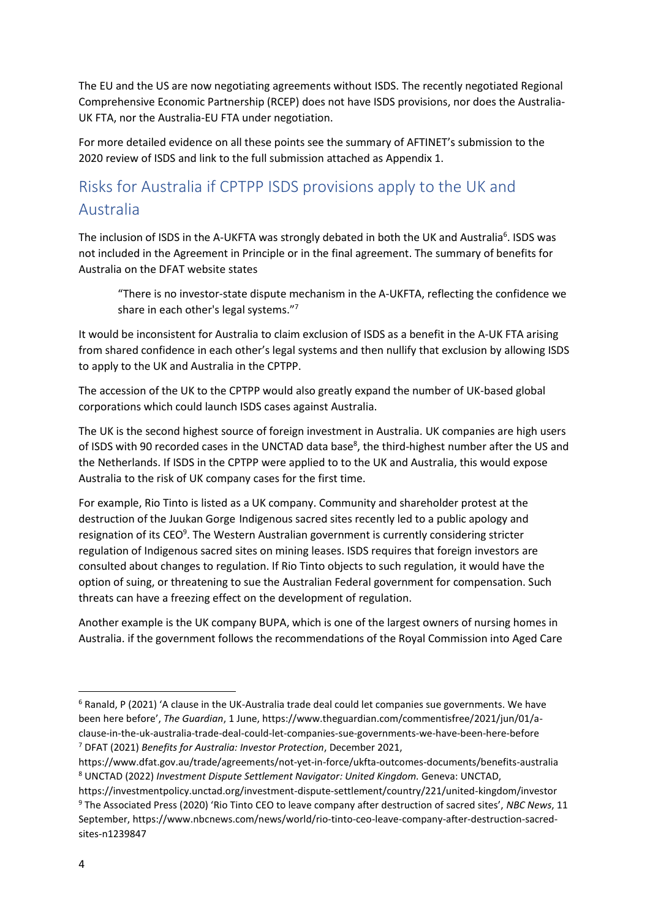The EU and the US are now negotiating agreements without ISDS. The recently negotiated Regional Comprehensive Economic Partnership (RCEP) does not have ISDS provisions, nor does the Australia-UK FTA, nor the Australia-EU FTA under negotiation.

For more detailed evidence on all these points see the summary of AFTINET's submission to the 2020 review of ISDS and link to the full submission attached as Appendix 1.

## Risks for Australia if CPTPP ISDS provisions apply to the UK and Australia

The inclusion of ISDS in the A-UKFTA was strongly debated in both the UK and Australia[6]. ISDS was not included in the Agreement in Principle or in the final agreement. The summary of benefits for Australia on the DFAT website states

> "There is no investor-state dispute mechanism in the A-UKFTA, reflecting the confidence we share in each other's legal systems."[7]

It would be inconsistent for Australia to claim exclusion of ISDS as a benefit in the A-UK FTA arising from shared confidence in each other's legal systems and then nullify that exclusion by allowing ISDS to apply to the UK and Australia in the CPTPP.

The accession of the UK to the CPTPP would also greatly expand the number of UK-based global corporations which could launch ISDS cases against Australia.

The UK is the second highest source of foreign investment in Australia. UK companies are high users of ISDS with 90 recorded cases in the UNCTAD data base[8], the third-highest number after the US and the Netherlands. If ISDS in the CPTPP were applied to to the UK and Australia, this would expose Australia to the risk of UK company cases for the first time.

For example, Rio Tinto is listed as a UK company. Community and shareholder protest at the destruction of the Juukan Gorge Indigenous sacred sites recently led to a public apology and resignation of its CEO[9]. The Western Australian government is currently considering stricter regulation of Indigenous sacred sites on mining leases. ISDS requires that foreign investors are consulted about changes to regulation. If Rio Tinto objects to such regulation, it would have the option of suing, or threatening to sue the Australian Federal government for compensation. Such threats can have a freezing effect on the development of regulation.

Another example is the UK company BUPA, which is one of the largest owners of nursing homes in Australia. if the government follows the recommendations of the Royal Commission into Aged Care

---

[6] Ranald, P (2021) 'A clause in the UK-Australia trade deal could let companies sue governments. We have been here before', *The Guardian*, 1 June, https://www.theguardian.com/commentisfree/2021/jun/01/a-clause-in-the-uk-australia-trade-deal-could-let-companies-sue-governments-we-have-been-here-before

[7] DFAT (2021) *Benefits for Australia: Investor Protection*, December 2021, https://www.dfat.gov.au/trade/agreements/not-yet-in-force/ukfta-outcomes-documents/benefits-australia

[8] UNCTAD (2022) *Investment Dispute Settlement Navigator: United Kingdom.* Geneva: UNCTAD, https://investmentpolicy.unctad.org/investment-dispute-settlement/country/221/united-kingdom/investor

[9] The Associated Press (2020) 'Rio Tinto CEO to leave company after destruction of sacred sites', *NBC News*, 11 September, https://www.nbcnews.com/news/world/rio-tinto-ceo-leave-company-after-destruction-sacred-sites-n1239847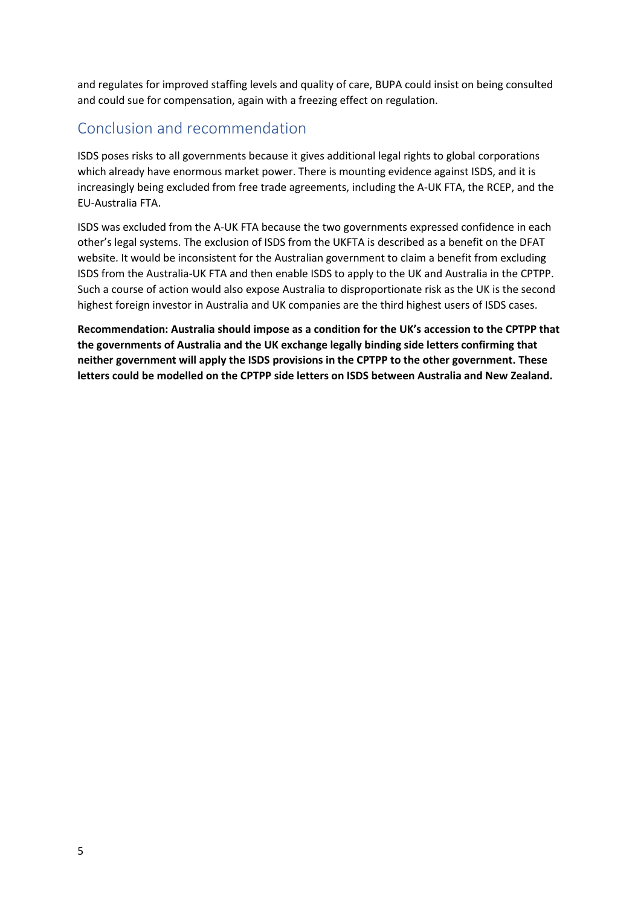and regulates for improved staffing levels and quality of care, BUPA could insist on being consulted and could sue for compensation, again with a freezing effect on regulation.

## Conclusion and recommendation

ISDS poses risks to all governments because it gives additional legal rights to global corporations which already have enormous market power. There is mounting evidence against ISDS, and it is increasingly being excluded from free trade agreements, including the A-UK FTA, the RCEP, and the EU-Australia FTA.

ISDS was excluded from the A-UK FTA because the two governments expressed confidence in each other's legal systems. The exclusion of ISDS from the UKFTA is described as a benefit on the DFAT website. It would be inconsistent for the Australian government to claim a benefit from excluding ISDS from the Australia-UK FTA and then enable ISDS to apply to the UK and Australia in the CPTPP. Such a course of action would also expose Australia to disproportionate risk as the UK is the second highest foreign investor in Australia and UK companies are the third highest users of ISDS cases.

**Recommendation: Australia should impose as a condition for the UK's accession to the CPTPP that the governments of Australia and the UK exchange legally binding side letters confirming that neither government will apply the ISDS provisions in the CPTPP to the other government. These letters could be modelled on the CPTPP side letters on ISDS between Australia and New Zealand.**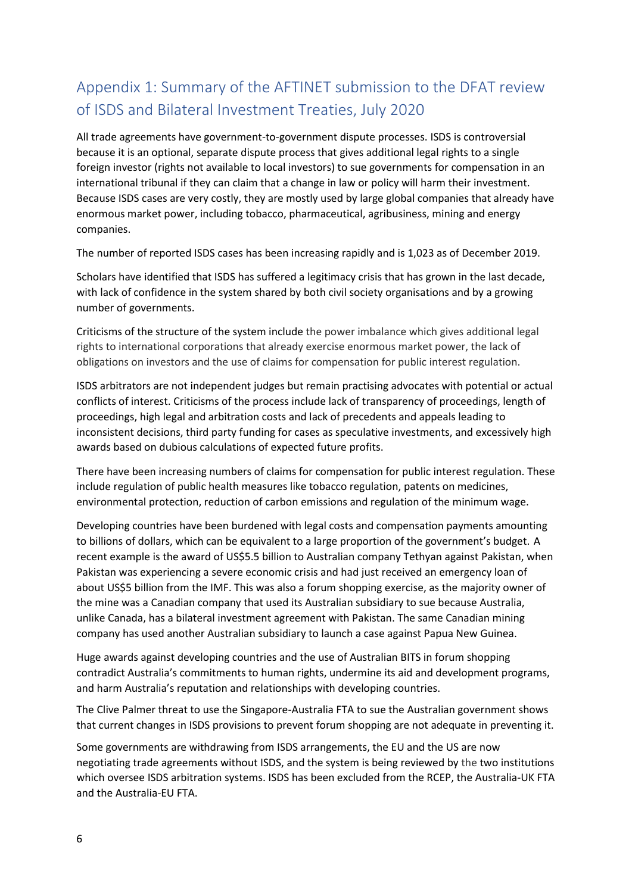## Appendix 1: Summary of the AFTINET submission to the DFAT review of ISDS and Bilateral Investment Treaties, July 2020

All trade agreements have government-to-government dispute processes. ISDS is controversial because it is an optional, separate dispute process that gives additional legal rights to a single foreign investor (rights not available to local investors) to sue governments for compensation in an international tribunal if they can claim that a change in law or policy will harm their investment. Because ISDS cases are very costly, they are mostly used by large global companies that already have enormous market power, including tobacco, pharmaceutical, agribusiness, mining and energy companies.

The number of reported ISDS cases has been increasing rapidly and is 1,023 as of December 2019.

Scholars have identified that ISDS has suffered a legitimacy crisis that has grown in the last decade, with lack of confidence in the system shared by both civil society organisations and by a growing number of governments.

Criticisms of the structure of the system include the power imbalance which gives additional legal rights to international corporations that already exercise enormous market power, the lack of obligations on investors and the use of claims for compensation for public interest regulation.

ISDS arbitrators are not independent judges but remain practising advocates with potential or actual conflicts of interest. Criticisms of the process include lack of transparency of proceedings, length of proceedings, high legal and arbitration costs and lack of precedents and appeals leading to inconsistent decisions, third party funding for cases as speculative investments, and excessively high awards based on dubious calculations of expected future profits.

There have been increasing numbers of claims for compensation for public interest regulation. These include regulation of public health measures like tobacco regulation, patents on medicines, environmental protection, reduction of carbon emissions and regulation of the minimum wage.

Developing countries have been burdened with legal costs and compensation payments amounting to billions of dollars, which can be equivalent to a large proportion of the government's budget. A recent example is the award of US$5.5 billion to Australian company Tethyan against Pakistan, when Pakistan was experiencing a severe economic crisis and had just received an emergency loan of about US$5 billion from the IMF. This was also a forum shopping exercise, as the majority owner of the mine was a Canadian company that used its Australian subsidiary to sue because Australia, unlike Canada, has a bilateral investment agreement with Pakistan. The same Canadian mining company has used another Australian subsidiary to launch a case against Papua New Guinea.

Huge awards against developing countries and the use of Australian BITS in forum shopping contradict Australia's commitments to human rights, undermine its aid and development programs, and harm Australia's reputation and relationships with developing countries.

The Clive Palmer threat to use the Singapore-Australia FTA to sue the Australian government shows that current changes in ISDS provisions to prevent forum shopping are not adequate in preventing it.

Some governments are withdrawing from ISDS arrangements, the EU and the US are now negotiating trade agreements without ISDS, and the system is being reviewed by the two institutions which oversee ISDS arbitration systems. ISDS has been excluded from the RCEP, the Australia-UK FTA and the Australia-EU FTA.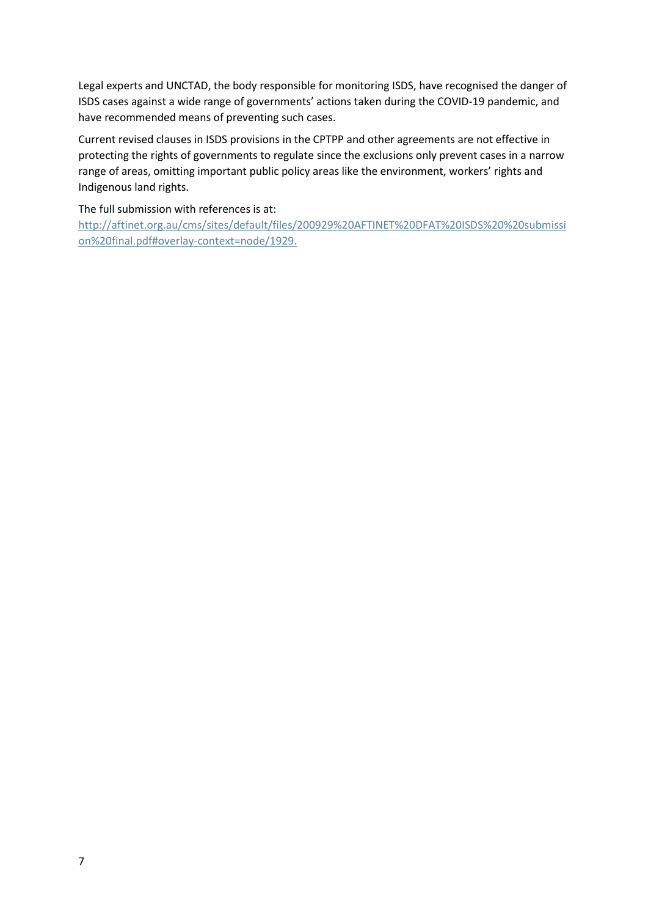Legal experts and UNCTAD, the body responsible for monitoring ISDS, have recognised the danger of ISDS cases against a wide range of governments' actions taken during the COVID-19 pandemic, and have recommended means of preventing such cases.

Current revised clauses in ISDS provisions in the CPTPP and other agreements are not effective in protecting the rights of governments to regulate since the exclusions only prevent cases in a narrow range of areas, omitting important public policy areas like the environment, workers' rights and Indigenous land rights.

The full submission with references is at:
[http://aftinet.org.au/cms/sites/default/files/200929%20AFTINET%20DFAT%20ISDS%20%20submission%20final.pdf#overlay-context=node/1929.](http://aftinet.org.au/cms/sites/default/files/200929%20AFTINET%20DFAT%20ISDS%20%20submission%20final.pdf#overlay-context=node/1929)